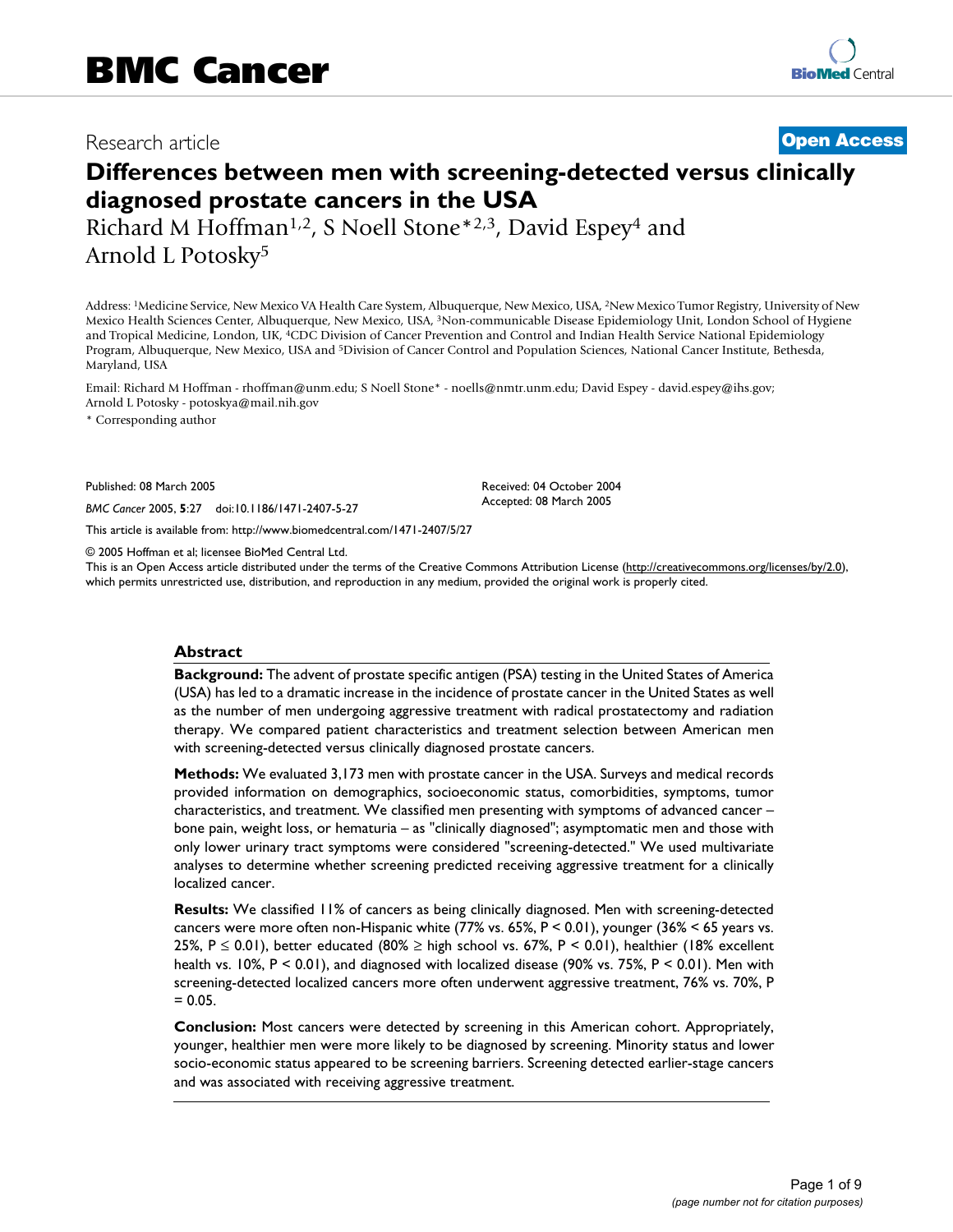Research article

**Open Access**

# Differences between men with screening-detected versus clinically diagnosed prostate cancers in the USA

Richard M Hoffman[1,2], S Noell Stone*[2,3], David Espey[4] and Arnold L Potosky[5]

Address: [1]Medicine Service, New Mexico VA Health Care System, Albuquerque, New Mexico, USA, [2]New Mexico Tumor Registry, University of New Mexico Health Sciences Center, Albuquerque, New Mexico, USA, [3]Non-communicable Disease Epidemiology Unit, London School of Hygiene and Tropical Medicine, London, UK, [4]CDC Division of Cancer Prevention and Control and Indian Health Service National Epidemiology Program, Albuquerque, New Mexico, USA and [5]Division of Cancer Control and Population Sciences, National Cancer Institute, Bethesda, Maryland, USA

Email: Richard M Hoffman - rhoffman@unm.edu; S Noell Stone* - noells@nmtr.unm.edu; David Espey - david.espey@ihs.gov; Arnold L Potosky - potoskya@mail.nih.gov

\* Corresponding author

Published: 08 March 2005

*BMC Cancer* 2005, **5**:27 doi:10.1186/1471-2407-5-27

Received: 04 October 2004
Accepted: 08 March 2005

This article is available from: http://www.biomedcentral.com/1471-2407/5/27

© 2005 Hoffman et al; licensee BioMed Central Ltd.
This is an Open Access article distributed under the terms of the Creative Commons Attribution License (http://creativecommons.org/licenses/by/2.0), which permits unrestricted use, distribution, and reproduction in any medium, provided the original work is properly cited.

## Abstract

**Background:** The advent of prostate specific antigen (PSA) testing in the United States of America (USA) has led to a dramatic increase in the incidence of prostate cancer in the United States as well as the number of men undergoing aggressive treatment with radical prostatectomy and radiation therapy. We compared patient characteristics and treatment selection between American men with screening-detected versus clinically diagnosed prostate cancers.

**Methods:** We evaluated 3,173 men with prostate cancer in the USA. Surveys and medical records provided information on demographics, socioeconomic status, comorbidities, symptoms, tumor characteristics, and treatment. We classified men presenting with symptoms of advanced cancer – bone pain, weight loss, or hematuria – as "clinically diagnosed"; asymptomatic men and those with only lower urinary tract symptoms were considered "screening-detected." We used multivariate analyses to determine whether screening predicted receiving aggressive treatment for a clinically localized cancer.

**Results:** We classified 11% of cancers as being clinically diagnosed. Men with screening-detected cancers were more often non-Hispanic white (77% vs. 65%, $P < 0.01$), younger (36% < 65 years vs. 25%, $P \leq 0.01$), better educated (80% ≥ high school vs. 67%, $P < 0.01$), healthier (18% excellent health vs. 10%, $P < 0.01$), and diagnosed with localized disease (90% vs. 75%, $P < 0.01$). Men with screening-detected localized cancers more often underwent aggressive treatment, 76% vs. 70%, $P = 0.05$.

**Conclusion:** Most cancers were detected by screening in this American cohort. Appropriately, younger, healthier men were more likely to be diagnosed by screening. Minority status and lower socio-economic status appeared to be screening barriers. Screening detected earlier-stage cancers and was associated with receiving aggressive treatment.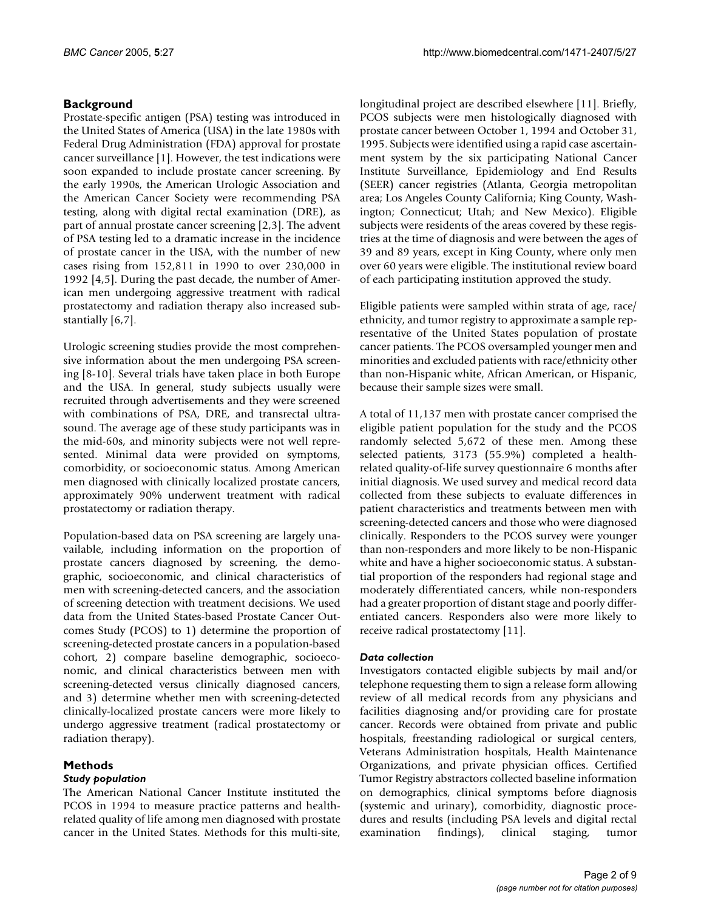## Background

Prostate-specific antigen (PSA) testing was introduced in the United States of America (USA) in the late 1980s with Federal Drug Administration (FDA) approval for prostate cancer surveillance [1]. However, the test indications were soon expanded to include prostate cancer screening. By the early 1990s, the American Urologic Association and the American Cancer Society were recommending PSA testing, along with digital rectal examination (DRE), as part of annual prostate cancer screening [2,3]. The advent of PSA testing led to a dramatic increase in the incidence of prostate cancer in the USA, with the number of new cases rising from 152,811 in 1990 to over 230,000 in 1992 [4,5]. During the past decade, the number of American men undergoing aggressive treatment with radical prostatectomy and radiation therapy also increased substantially [6,7].

Urologic screening studies provide the most comprehensive information about the men undergoing PSA screening [8-10]. Several trials have taken place in both Europe and the USA. In general, study subjects usually were recruited through advertisements and they were screened with combinations of PSA, DRE, and transrectal ultrasound. The average age of these study participants was in the mid-60s, and minority subjects were not well represented. Minimal data were provided on symptoms, comorbidity, or socioeconomic status. Among American men diagnosed with clinically localized prostate cancers, approximately 90% underwent treatment with radical prostatectomy or radiation therapy.

Population-based data on PSA screening are largely unavailable, including information on the proportion of prostate cancers diagnosed by screening, the demographic, socioeconomic, and clinical characteristics of men with screening-detected cancers, and the association of screening detection with treatment decisions. We used data from the United States-based Prostate Cancer Outcomes Study (PCOS) to 1) determine the proportion of screening-detected prostate cancers in a population-based cohort, 2) compare baseline demographic, socioeconomic, and clinical characteristics between men with screening-detected versus clinically diagnosed cancers, and 3) determine whether men with screening-detected clinically-localized prostate cancers were more likely to undergo aggressive treatment (radical prostatectomy or radiation therapy).

## Methods

### *Study population*

The American National Cancer Institute instituted the PCOS in 1994 to measure practice patterns and health-related quality of life among men diagnosed with prostate cancer in the United States. Methods for this multi-site, longitudinal project are described elsewhere [11]. Briefly, PCOS subjects were men histologically diagnosed with prostate cancer between October 1, 1994 and October 31, 1995. Subjects were identified using a rapid case ascertainment system by the six participating National Cancer Institute Surveillance, Epidemiology and End Results (SEER) cancer registries (Atlanta, Georgia metropolitan area; Los Angeles County California; King County, Washington; Connecticut; Utah; and New Mexico). Eligible subjects were residents of the areas covered by these registries at the time of diagnosis and were between the ages of 39 and 89 years, except in King County, where only men over 60 years were eligible. The institutional review board of each participating institution approved the study.

Eligible patients were sampled within strata of age, race/ethnicity, and tumor registry to approximate a sample representative of the United States population of prostate cancer patients. The PCOS oversampled younger men and minorities and excluded patients with race/ethnicity other than non-Hispanic white, African American, or Hispanic, because their sample sizes were small.

A total of 11,137 men with prostate cancer comprised the eligible patient population for the study and the PCOS randomly selected 5,672 of these men. Among these selected patients, 3173 (55.9%) completed a health-related quality-of-life survey questionnaire 6 months after initial diagnosis. We used survey and medical record data collected from these subjects to evaluate differences in patient characteristics and treatments between men with screening-detected cancers and those who were diagnosed clinically. Responders to the PCOS survey were younger than non-responders and more likely to be non-Hispanic white and have a higher socioeconomic status. A substantial proportion of the responders had regional stage and moderately differentiated cancers, while non-responders had a greater proportion of distant stage and poorly differentiated cancers. Responders also were more likely to receive radical prostatectomy [11].

### *Data collection*

Investigators contacted eligible subjects by mail and/or telephone requesting them to sign a release form allowing review of all medical records from any physicians and facilities diagnosing and/or providing care for prostate cancer. Records were obtained from private and public hospitals, freestanding radiological or surgical centers, Veterans Administration hospitals, Health Maintenance Organizations, and private physician offices. Certified Tumor Registry abstractors collected baseline information on demographics, clinical symptoms before diagnosis (systemic and urinary), comorbidity, diagnostic procedures and results (including PSA levels and digital rectal examination findings), clinical staging, tumor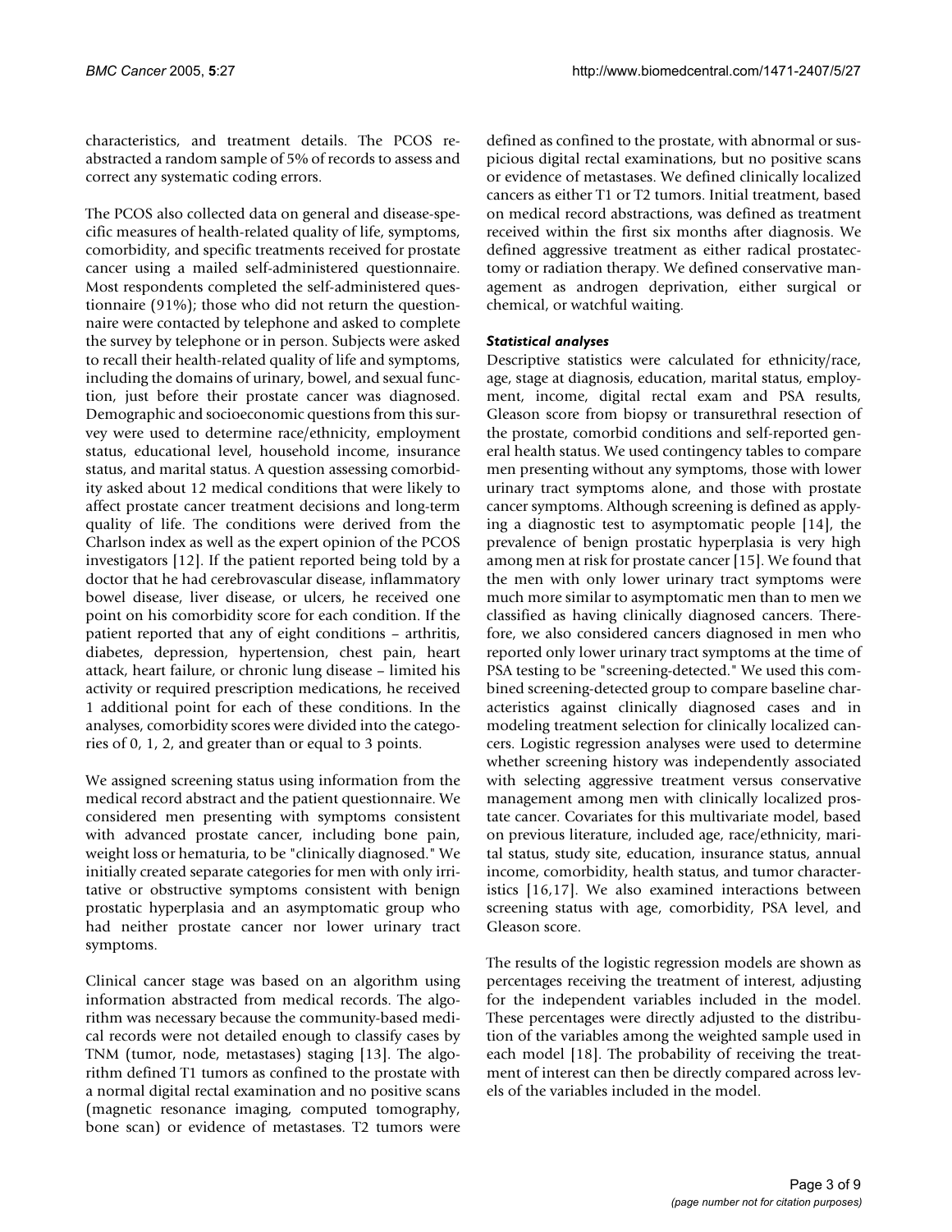characteristics, and treatment details. The PCOS re-abstracted a random sample of 5% of records to assess and correct any systematic coding errors.

The PCOS also collected data on general and disease-specific measures of health-related quality of life, symptoms, comorbidity, and specific treatments received for prostate cancer using a mailed self-administered questionnaire. Most respondents completed the self-administered questionnaire (91%); those who did not return the questionnaire were contacted by telephone and asked to complete the survey by telephone or in person. Subjects were asked to recall their health-related quality of life and symptoms, including the domains of urinary, bowel, and sexual function, just before their prostate cancer was diagnosed. Demographic and socioeconomic questions from this survey were used to determine race/ethnicity, employment status, educational level, household income, insurance status, and marital status. A question assessing comorbidity asked about 12 medical conditions that were likely to affect prostate cancer treatment decisions and long-term quality of life. The conditions were derived from the Charlson index as well as the expert opinion of the PCOS investigators [12]. If the patient reported being told by a doctor that he had cerebrovascular disease, inflammatory bowel disease, liver disease, or ulcers, he received one point on his comorbidity score for each condition. If the patient reported that any of eight conditions – arthritis, diabetes, depression, hypertension, chest pain, heart attack, heart failure, or chronic lung disease – limited his activity or required prescription medications, he received 1 additional point for each of these conditions. In the analyses, comorbidity scores were divided into the categories of 0, 1, 2, and greater than or equal to 3 points.

We assigned screening status using information from the medical record abstract and the patient questionnaire. We considered men presenting with symptoms consistent with advanced prostate cancer, including bone pain, weight loss or hematuria, to be "clinically diagnosed." We initially created separate categories for men with only irritative or obstructive symptoms consistent with benign prostatic hyperplasia and an asymptomatic group who had neither prostate cancer nor lower urinary tract symptoms.

Clinical cancer stage was based on an algorithm using information abstracted from medical records. The algorithm was necessary because the community-based medical records were not detailed enough to classify cases by TNM (tumor, node, metastases) staging [13]. The algorithm defined T1 tumors as confined to the prostate with a normal digital rectal examination and no positive scans (magnetic resonance imaging, computed tomography, bone scan) or evidence of metastases. T2 tumors were defined as confined to the prostate, with abnormal or suspicious digital rectal examinations, but no positive scans or evidence of metastases. We defined clinically localized cancers as either T1 or T2 tumors. Initial treatment, based on medical record abstractions, was defined as treatment received within the first six months after diagnosis. We defined aggressive treatment as either radical prostatectomy or radiation therapy. We defined conservative management as androgen deprivation, either surgical or chemical, or watchful waiting.

### *Statistical analyses*

Descriptive statistics were calculated for ethnicity/race, age, stage at diagnosis, education, marital status, employment, income, digital rectal exam and PSA results, Gleason score from biopsy or transurethral resection of the prostate, comorbid conditions and self-reported general health status. We used contingency tables to compare men presenting without any symptoms, those with lower urinary tract symptoms alone, and those with prostate cancer symptoms. Although screening is defined as applying a diagnostic test to asymptomatic people [14], the prevalence of benign prostatic hyperplasia is very high among men at risk for prostate cancer [15]. We found that the men with only lower urinary tract symptoms were much more similar to asymptomatic men than to men we classified as having clinically diagnosed cancers. Therefore, we also considered cancers diagnosed in men who reported only lower urinary tract symptoms at the time of PSA testing to be "screening-detected." We used this combined screening-detected group to compare baseline characteristics against clinically diagnosed cases and in modeling treatment selection for clinically localized cancers. Logistic regression analyses were used to determine whether screening history was independently associated with selecting aggressive treatment versus conservative management among men with clinically localized prostate cancer. Covariates for this multivariate model, based on previous literature, included age, race/ethnicity, marital status, study site, education, insurance status, annual income, comorbidity, health status, and tumor characteristics [16,17]. We also examined interactions between screening status with age, comorbidity, PSA level, and Gleason score.

The results of the logistic regression models are shown as percentages receiving the treatment of interest, adjusting for the independent variables included in the model. These percentages were directly adjusted to the distribution of the variables among the weighted sample used in each model [18]. The probability of receiving the treatment of interest can then be directly compared across levels of the variables included in the model.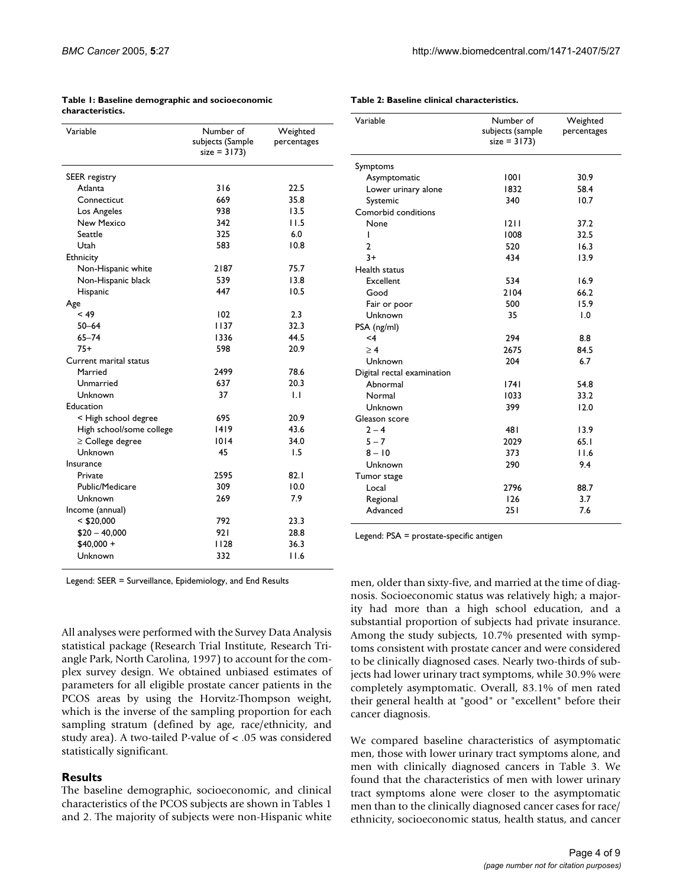**Table 1: Baseline demographic and socioeconomic characteristics.**

| Variable | Number of subjects (Sample size = 3173) | Weighted percentages |
|---|---|---|
| SEER registry | | |
| Atlanta | 316 | 22.5 |
| Connecticut | 669 | 35.8 |
| Los Angeles | 938 | 13.5 |
| New Mexico | 342 | 11.5 |
| Seattle | 325 | 6.0 |
| Utah | 583 | 10.8 |
| Ethnicity | | |
| Non-Hispanic white | 2187 | 75.7 |
| Non-Hispanic black | 539 | 13.8 |
| Hispanic | 447 | 10.5 |
| Age | | |
| < 49 | 102 | 2.3 |
| 50–64 | 1137 | 32.3 |
| 65–74 | 1336 | 44.5 |
| 75+ | 598 | 20.9 |
| Current marital status | | |
| Married | 2499 | 78.6 |
| Unmarried | 637 | 20.3 |
| Unknown | 37 | 1.1 |
| Education | | |
| < High school degree | 695 | 20.9 |
| High school/some college | 1419 | 43.6 |
| ≥ College degree | 1014 | 34.0 |
| Unknown | 45 | 1.5 |
| Insurance | | |
| Private | 2595 | 82.1 |
| Public/Medicare | 309 | 10.0 |
| Unknown | 269 | 7.9 |
| Income (annual) | | |
| < $20,000 | 792 | 23.3 |
| $20 – 40,000 | 921 | 28.8 |
| $40,000 + | 1128 | 36.3 |
| Unknown | 332 | 11.6 |

Legend: SEER = Surveillance, Epidemiology, and End Results

**Table 2: Baseline clinical characteristics.**

| Variable | Number of subjects (sample size = 3173) | Weighted percentages |
|---|---|---|
| Symptoms | | |
| Asymptomatic | 1001 | 30.9 |
| Lower urinary alone | 1832 | 58.4 |
| Systemic | 340 | 10.7 |
| Comorbid conditions | | |
| None | 1211 | 37.2 |
| 1 | 1008 | 32.5 |
| 2 | 520 | 16.3 |
| 3+ | 434 | 13.9 |
| Health status | | |
| Excellent | 534 | 16.9 |
| Good | 2104 | 66.2 |
| Fair or poor | 500 | 15.9 |
| Unknown | 35 | 1.0 |
| PSA (ng/ml) | | |
| <4 | 294 | 8.8 |
| ≥ 4 | 2675 | 84.5 |
| Unknown | 204 | 6.7 |
| Digital rectal examination | | |
| Abnormal | 1741 | 54.8 |
| Normal | 1033 | 33.2 |
| Unknown | 399 | 12.0 |
| Gleason score | | |
| 2 – 4 | 481 | 13.9 |
| 5 – 7 | 2029 | 65.1 |
| 8 – 10 | 373 | 11.6 |
| Unknown | 290 | 9.4 |
| Tumor stage | | |
| Local | 2796 | 88.7 |
| Regional | 126 | 3.7 |
| Advanced | 251 | 7.6 |

Legend: PSA = prostate-specific antigen

All analyses were performed with the Survey Data Analysis statistical package (Research Trial Institute, Research Triangle Park, North Carolina, 1997) to account for the complex survey design. We obtained unbiased estimates of parameters for all eligible prostate cancer patients in the PCOS areas by using the Horvitz-Thompson weight, which is the inverse of the sampling proportion for each sampling stratum (defined by age, race/ethnicity, and study area). A two-tailed P-value of < .05 was considered statistically significant.

## Results

The baseline demographic, socioeconomic, and clinical characteristics of the PCOS subjects are shown in Tables 1 and 2. The majority of subjects were non-Hispanic white men, older than sixty-five, and married at the time of diagnosis. Socioeconomic status was relatively high; a majority had more than a high school education, and a substantial proportion of subjects had private insurance. Among the study subjects, 10.7% presented with symptoms consistent with prostate cancer and were considered to be clinically diagnosed cases. Nearly two-thirds of subjects had lower urinary tract symptoms, while 30.9% were completely asymptomatic. Overall, 83.1% of men rated their general health at "good" or "excellent" before their cancer diagnosis.

We compared baseline characteristics of asymptomatic men, those with lower urinary tract symptoms alone, and men with clinically diagnosed cancers in Table 3. We found that the characteristics of men with lower urinary tract symptoms alone were closer to the asymptomatic men than to the clinically diagnosed cancer cases for race/ethnicity, socioeconomic status, health status, and cancer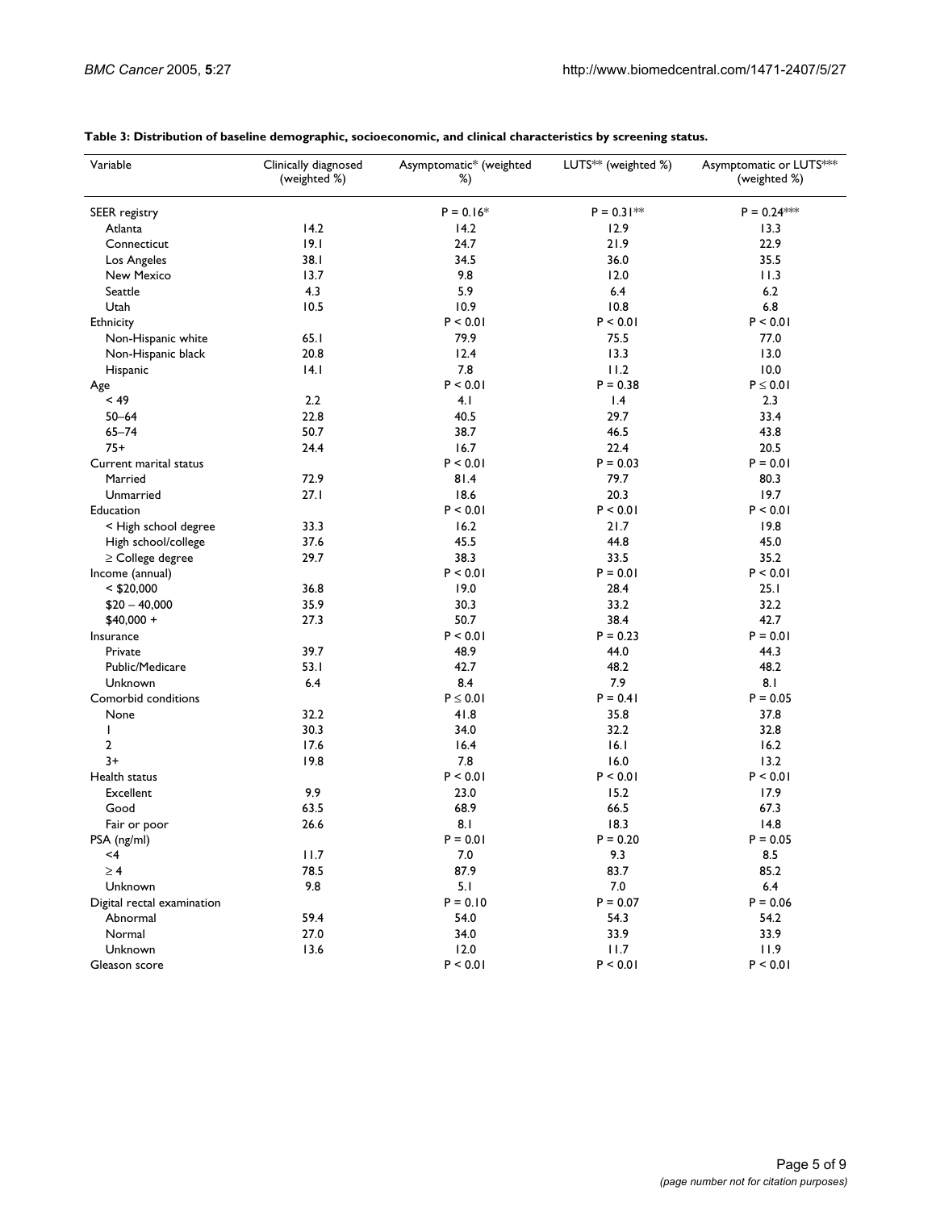**Table 3: Distribution of baseline demographic, socioeconomic, and clinical characteristics by screening status.**

| Variable | Clinically diagnosed (weighted %) | Asymptomatic* (weighted %) | LUTS** (weighted %) | Asymptomatic or LUTS*** (weighted %) |
|---|---|---|---|---|
| SEER registry | | P = 0.16* | P = 0.31** | P = 0.24*** |
| Atlanta | 14.2 | 14.2 | 12.9 | 13.3 |
| Connecticut | 19.1 | 24.7 | 21.9 | 22.9 |
| Los Angeles | 38.1 | 34.5 | 36.0 | 35.5 |
| New Mexico | 13.7 | 9.8 | 12.0 | 11.3 |
| Seattle | 4.3 | 5.9 | 6.4 | 6.2 |
| Utah | 10.5 | 10.9 | 10.8 | 6.8 |
| Ethnicity | | P < 0.01 | P < 0.01 | P < 0.01 |
| Non-Hispanic white | 65.1 | 79.9 | 75.5 | 77.0 |
| Non-Hispanic black | 20.8 | 12.4 | 13.3 | 13.0 |
| Hispanic | 14.1 | 7.8 | 11.2 | 10.0 |
| Age | | P < 0.01 | P = 0.38 | P ≤ 0.01 |
| < 49 | 2.2 | 4.1 | 1.4 | 2.3 |
| 50–64 | 22.8 | 40.5 | 29.7 | 33.4 |
| 65–74 | 50.7 | 38.7 | 46.5 | 43.8 |
| 75+ | 24.4 | 16.7 | 22.4 | 20.5 |
| Current marital status | | P < 0.01 | P = 0.03 | P = 0.01 |
| Married | 72.9 | 81.4 | 79.7 | 80.3 |
| Unmarried | 27.1 | 18.6 | 20.3 | 19.7 |
| Education | | P < 0.01 | P < 0.01 | P < 0.01 |
| < High school degree | 33.3 | 16.2 | 21.7 | 19.8 |
| High school/college | 37.6 | 45.5 | 44.8 | 45.0 |
| ≥ College degree | 29.7 | 38.3 | 33.5 | 35.2 |
| Income (annual) | | P < 0.01 | P = 0.01 | P < 0.01 |
| < $20,000 | 36.8 | 19.0 | 28.4 | 25.1 |
| $20 – 40,000 | 35.9 | 30.3 | 33.2 | 32.2 |
| $40,000 + | 27.3 | 50.7 | 38.4 | 42.7 |
| Insurance | | P < 0.01 | P = 0.23 | P = 0.01 |
| Private | 39.7 | 48.9 | 44.0 | 44.3 |
| Public/Medicare | 53.1 | 42.7 | 48.2 | 48.2 |
| Unknown | 6.4 | 8.4 | 7.9 | 8.1 |
| Comorbid conditions | | P ≤ 0.01 | P = 0.41 | P = 0.05 |
| None | 32.2 | 41.8 | 35.8 | 37.8 |
| 1 | 30.3 | 34.0 | 32.2 | 32.8 |
| 2 | 17.6 | 16.4 | 16.1 | 16.2 |
| 3+ | 19.8 | 7.8 | 16.0 | 13.2 |
| Health status | | P < 0.01 | P < 0.01 | P < 0.01 |
| Excellent | 9.9 | 23.0 | 15.2 | 17.9 |
| Good | 63.5 | 68.9 | 66.5 | 67.3 |
| Fair or poor | 26.6 | 8.1 | 18.3 | 14.8 |
| PSA (ng/ml) | | P = 0.01 | P = 0.20 | P = 0.05 |
| <4 | 11.7 | 7.0 | 9.3 | 8.5 |
| ≥ 4 | 78.5 | 87.9 | 83.7 | 85.2 |
| Unknown | 9.8 | 5.1 | 7.0 | 6.4 |
| Digital rectal examination | | P = 0.10 | P = 0.07 | P = 0.06 |
| Abnormal | 59.4 | 54.0 | 54.3 | 54.2 |
| Normal | 27.0 | 34.0 | 33.9 | 33.9 |
| Unknown | 13.6 | 12.0 | 11.7 | 11.9 |
| Gleason score | | P < 0.01 | P < 0.01 | P < 0.01 |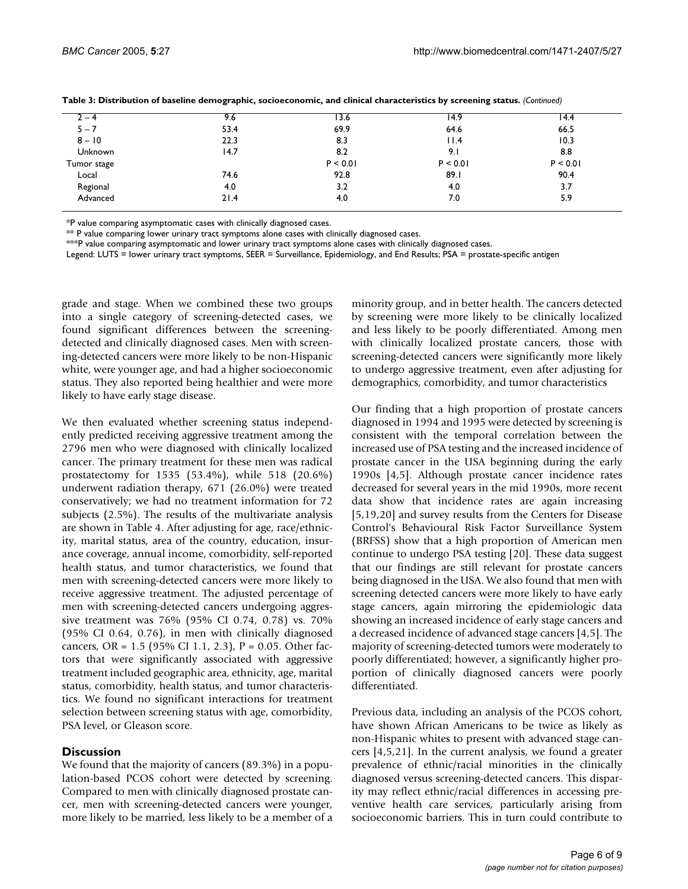**Table 3: Distribution of baseline demographic, socioeconomic, and clinical characteristics by screening status.** *(Continued)*

| | | | | |
|---|---|---|---|---|
| 2 – 4 | 9.6 | 13.6 | 14.9 | 14.4 |
| 5 – 7 | 53.4 | 69.9 | 64.6 | 66.5 |
| 8 – 10 | 22.3 | 8.3 | 11.4 | 10.3 |
| Unknown | 14.7 | 8.2 | 9.1 | 8.8 |
| Tumor stage | | P < 0.01 | P < 0.01 | P < 0.01 |
| Local | 74.6 | 92.8 | 89.1 | 90.4 |
| Regional | 4.0 | 3.2 | 4.0 | 3.7 |
| Advanced | 21.4 | 4.0 | 7.0 | 5.9 |

*P value comparing asymptomatic cases with clinically diagnosed cases.

** P value comparing lower urinary tract symptoms alone cases with clinically diagnosed cases.

***P value comparing asymptomatic and lower urinary tract symptoms alone cases with clinically diagnosed cases.

Legend: LUTS = lower urinary tract symptoms, SEER = Surveillance, Epidemiology, and End Results; PSA = prostate-specific antigen

grade and stage. When we combined these two groups into a single category of screening-detected cases, we found significant differences between the screening-detected and clinically diagnosed cases. Men with screening-detected cancers were more likely to be non-Hispanic white, were younger age, and had a higher socioeconomic status. They also reported being healthier and were more likely to have early stage disease.

We then evaluated whether screening status independently predicted receiving aggressive treatment among the 2796 men who were diagnosed with clinically localized cancer. The primary treatment for these men was radical prostatectomy for 1535 (53.4%), while 518 (20.6%) underwent radiation therapy, 671 (26.0%) were treated conservatively; we had no treatment information for 72 subjects (2.5%). The results of the multivariate analysis are shown in Table 4. After adjusting for age, race/ethnicity, marital status, area of the country, education, insurance coverage, annual income, comorbidity, self-reported health status, and tumor characteristics, we found that men with screening-detected cancers were more likely to receive aggressive treatment. The adjusted percentage of men with screening-detected cancers undergoing aggressive treatment was 76% (95% CI 0.74, 0.78) vs. 70% (95% CI 0.64, 0.76), in men with clinically diagnosed cancers, OR = 1.5 (95% CI 1.1, 2.3), P = 0.05. Other factors that were significantly associated with aggressive treatment included geographic area, ethnicity, age, marital status, comorbidity, health status, and tumor characteristics. We found no significant interactions for treatment selection between screening status with age, comorbidity, PSA level, or Gleason score.

## Discussion

We found that the majority of cancers (89.3%) in a population-based PCOS cohort were detected by screening. Compared to men with clinically diagnosed prostate cancer, men with screening-detected cancers were younger, more likely to be married, less likely to be a member of a minority group, and in better health. The cancers detected by screening were more likely to be clinically localized and less likely to be poorly differentiated. Among men with clinically localized prostate cancers, those with screening-detected cancers were significantly more likely to undergo aggressive treatment, even after adjusting for demographics, comorbidity, and tumor characteristics

Our finding that a high proportion of prostate cancers diagnosed in 1994 and 1995 were detected by screening is consistent with the temporal correlation between the increased use of PSA testing and the increased incidence of prostate cancer in the USA beginning during the early 1990s [4,5]. Although prostate cancer incidence rates decreased for several years in the mid 1990s, more recent data show that incidence rates are again increasing [5,19,20] and survey results from the Centers for Disease Control's Behavioural Risk Factor Surveillance System (BRFSS) show that a high proportion of American men continue to undergo PSA testing [20]. These data suggest that our findings are still relevant for prostate cancers being diagnosed in the USA. We also found that men with screening detected cancers were more likely to have early stage cancers, again mirroring the epidemiologic data showing an increased incidence of early stage cancers and a decreased incidence of advanced stage cancers [4,5]. The majority of screening-detected tumors were moderately to poorly differentiated; however, a significantly higher proportion of clinically diagnosed cancers were poorly differentiated.

Previous data, including an analysis of the PCOS cohort, have shown African Americans to be twice as likely as non-Hispanic whites to present with advanced stage cancers [4,5,21]. In the current analysis, we found a greater prevalence of ethnic/racial minorities in the clinically diagnosed versus screening-detected cancers. This disparity may reflect ethnic/racial differences in accessing preventive health care services, particularly arising from socioeconomic barriers. This in turn could contribute to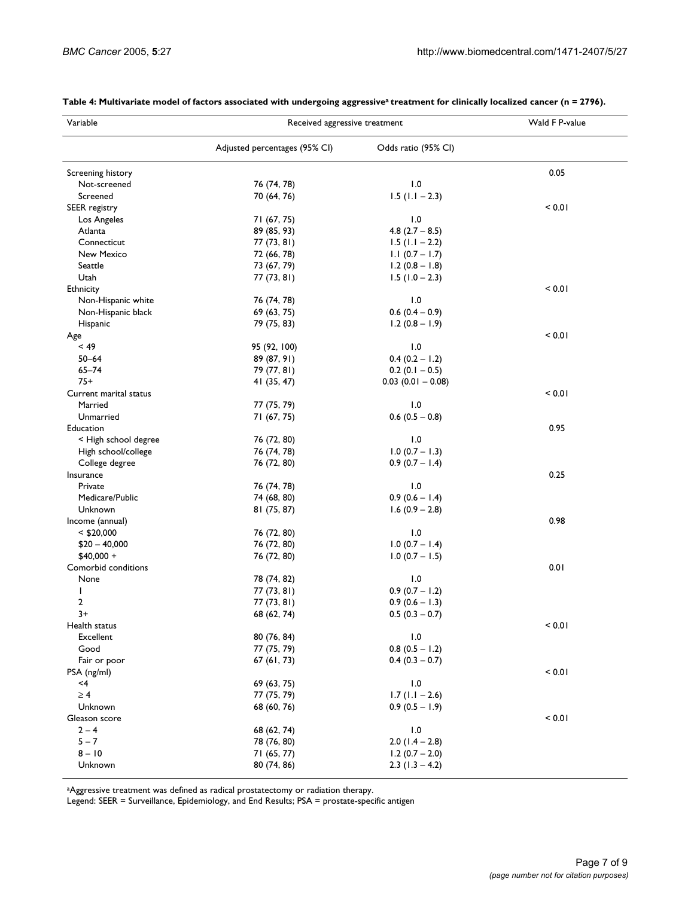**Table 4: Multivariate model of factors associated with undergoing aggressive[a] treatment for clinically localized cancer (n = 2796).**

| Variable | Received aggressive treatment | | Wald F P-value |
|---|---|---|---|
| | Adjusted percentages (95% CI) | Odds ratio (95% CI) | |
| Screening history | | | 0.05 |
| Not-screened | 76 (74, 78) | 1.0 | |
| Screened | 70 (64, 76) | 1.5 (1.1 – 2.3) | |
| SEER registry | | | < 0.01 |
| Los Angeles | 71 (67, 75) | 1.0 | |
| Atlanta | 89 (85, 93) | 4.8 (2.7 – 8.5) | |
| Connecticut | 77 (73, 81) | 1.5 (1.1 – 2.2) | |
| New Mexico | 72 (66, 78) | 1.1 (0.7 – 1.7) | |
| Seattle | 73 (67, 79) | 1.2 (0.8 – 1.8) | |
| Utah | 77 (73, 81) | 1.5 (1.0 – 2.3) | |
| Ethnicity | | | < 0.01 |
| Non-Hispanic white | 76 (74, 78) | 1.0 | |
| Non-Hispanic black | 69 (63, 75) | 0.6 (0.4 – 0.9) | |
| Hispanic | 79 (75, 83) | 1.2 (0.8 – 1.9) | |
| Age | | | < 0.01 |
| < 49 | 95 (92, 100) | 1.0 | |
| 50–64 | 89 (87, 91) | 0.4 (0.2 – 1.2) | |
| 65–74 | 79 (77, 81) | 0.2 (0.1 – 0.5) | |
| 75+ | 41 (35, 47) | 0.03 (0.01 – 0.08) | |
| Current marital status | | | < 0.01 |
| Married | 77 (75, 79) | 1.0 | |
| Unmarried | 71 (67, 75) | 0.6 (0.5 – 0.8) | |
| Education | | | 0.95 |
| < High school degree | 76 (72, 80) | 1.0 | |
| High school/college | 76 (74, 78) | 1.0 (0.7 – 1.3) | |
| College degree | 76 (72, 80) | 0.9 (0.7 – 1.4) | |
| Insurance | | | 0.25 |
| Private | 76 (74, 78) | 1.0 | |
| Medicare/Public | 74 (68, 80) | 0.9 (0.6 – 1.4) | |
| Unknown | 81 (75, 87) | 1.6 (0.9 – 2.8) | |
| Income (annual) | | | 0.98 |
| < $20,000 | 76 (72, 80) | 1.0 | |
| $20 – 40,000 | 76 (72, 80) | 1.0 (0.7 – 1.4) | |
| $40,000 + | 76 (72, 80) | 1.0 (0.7 – 1.5) | |
| Comorbid conditions | | | 0.01 |
| None | 78 (74, 82) | 1.0 | |
| 1 | 77 (73, 81) | 0.9 (0.7 – 1.2) | |
| 2 | 77 (73, 81) | 0.9 (0.6 – 1.3) | |
| 3+ | 68 (62, 74) | 0.5 (0.3 – 0.7) | |
| Health status | | | < 0.01 |
| Excellent | 80 (76, 84) | 1.0 | |
| Good | 77 (75, 79) | 0.8 (0.5 – 1.2) | |
| Fair or poor | 67 (61, 73) | 0.4 (0.3 – 0.7) | |
| PSA (ng/ml) | | | < 0.01 |
| <4 | 69 (63, 75) | 1.0 | |
| ≥ 4 | 77 (75, 79) | 1.7 (1.1 – 2.6) | |
| Unknown | 68 (60, 76) | 0.9 (0.5 – 1.9) | |
| Gleason score | | | < 0.01 |
| 2 – 4 | 68 (62, 74) | 1.0 | |
| 5 – 7 | 78 (76, 80) | 2.0 (1.4 – 2.8) | |
| 8 – 10 | 71 (65, 77) | 1.2 (0.7 – 2.0) | |
| Unknown | 80 (74, 86) | 2.3 (1.3 – 4.2) | |

[a]Aggressive treatment was defined as radical prostatectomy or radiation therapy.

Legend: SEER = Surveillance, Epidemiology, and End Results; PSA = prostate-specific antigen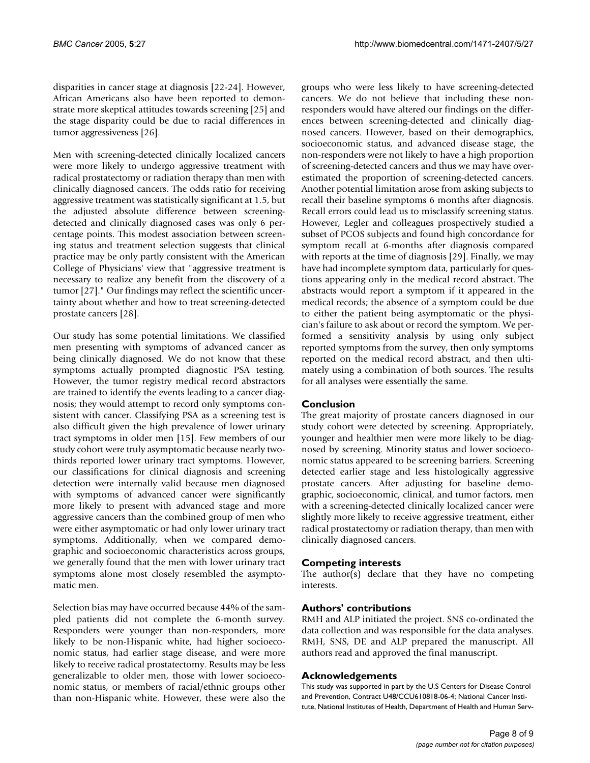disparities in cancer stage at diagnosis [22-24]. However, African Americans also have been reported to demonstrate more skeptical attitudes towards screening [25] and the stage disparity could be due to racial differences in tumor aggressiveness [26].

Men with screening-detected clinically localized cancers were more likely to undergo aggressive treatment with radical prostatectomy or radiation therapy than men with clinically diagnosed cancers. The odds ratio for receiving aggressive treatment was statistically significant at 1.5, but the adjusted absolute difference between screening-detected and clinically diagnosed cases was only 6 percentage points. This modest association between screening status and treatment selection suggests that clinical practice may be only partly consistent with the American College of Physicians' view that "aggressive treatment is necessary to realize any benefit from the discovery of a tumor [27]." Our findings may reflect the scientific uncertainty about whether and how to treat screening-detected prostate cancers [28].

Our study has some potential limitations. We classified men presenting with symptoms of advanced cancer as being clinically diagnosed. We do not know that these symptoms actually prompted diagnostic PSA testing. However, the tumor registry medical record abstractors are trained to identify the events leading to a cancer diagnosis; they would attempt to record only symptoms consistent with cancer. Classifying PSA as a screening test is also difficult given the high prevalence of lower urinary tract symptoms in older men [15]. Few members of our study cohort were truly asymptomatic because nearly two-thirds reported lower urinary tract symptoms. However, our classifications for clinical diagnosis and screening detection were internally valid because men diagnosed with symptoms of advanced cancer were significantly more likely to present with advanced stage and more aggressive cancers than the combined group of men who were either asymptomatic or had only lower urinary tract symptoms. Additionally, when we compared demographic and socioeconomic characteristics across groups, we generally found that the men with lower urinary tract symptoms alone most closely resembled the asymptomatic men.

Selection bias may have occurred because 44% of the sampled patients did not complete the 6-month survey. Responders were younger than non-responders, more likely to be non-Hispanic white, had higher socioeconomic status, had earlier stage disease, and were more likely to receive radical prostatectomy. Results may be less generalizable to older men, those with lower socioeconomic status, or members of racial/ethnic groups other than non-Hispanic white. However, these were also the groups who were less likely to have screening-detected cancers. We do not believe that including these non-responders would have altered our findings on the differences between screening-detected and clinically diagnosed cancers. However, based on their demographics, socioeconomic status, and advanced disease stage, the non-responders were not likely to have a high proportion of screening-detected cancers and thus we may have overestimated the proportion of screening-detected cancers. Another potential limitation arose from asking subjects to recall their baseline symptoms 6 months after diagnosis. Recall errors could lead us to misclassify screening status. However, Legler and colleagues prospectively studied a subset of PCOS subjects and found high concordance for symptom recall at 6-months after diagnosis compared with reports at the time of diagnosis [29]. Finally, we may have had incomplete symptom data, particularly for questions appearing only in the medical record abstract. The abstracts would report a symptom if it appeared in the medical records; the absence of a symptom could be due to either the patient being asymptomatic or the physician's failure to ask about or record the symptom. We performed a sensitivity analysis by using only subject reported symptoms from the survey, then only symptoms reported on the medical record abstract, and then ultimately using a combination of both sources. The results for all analyses were essentially the same.

## Conclusion

The great majority of prostate cancers diagnosed in our study cohort were detected by screening. Appropriately, younger and healthier men were more likely to be diagnosed by screening. Minority status and lower socioeconomic status appeared to be screening barriers. Screening detected earlier stage and less histologically aggressive prostate cancers. After adjusting for baseline demographic, socioeconomic, clinical, and tumor factors, men with a screening-detected clinically localized cancer were slightly more likely to receive aggressive treatment, either radical prostatectomy or radiation therapy, than men with clinically diagnosed cancers.

## Competing interests

The author(s) declare that they have no competing interests.

## Authors' contributions

RMH and ALP initiated the project. SNS co-ordinated the data collection and was responsible for the data analyses. RMH, SNS, DE and ALP prepared the manuscript. All authors read and approved the final manuscript.

## Acknowledgements

This study was supported in part by the U.S Centers for Disease Control and Prevention, Contract U48/CCU610818-06-4; National Cancer Institute, National Institutes of Health, Department of Health and Human Serv-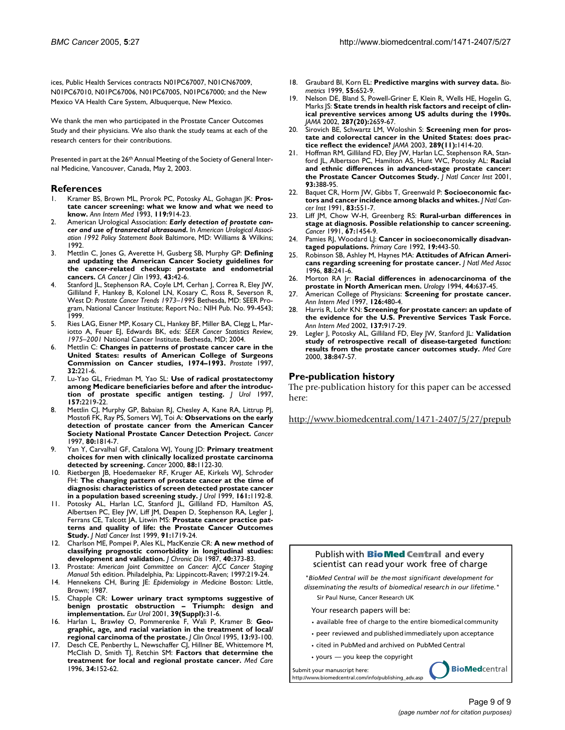ices, Public Health Services contracts N01PC67007, N01CN67009, N01PC67010, N01PC67006, N01PC67005, N01PC67000; and the New Mexico VA Health Care System, Albuquerque, New Mexico.

We thank the men who participated in the Prostate Cancer Outcomes Study and their physicians. We also thank the study teams at each of the research centers for their contributions.

Presented in part at the 26th Annual Meeting of the Society of General Internal Medicine, Vancouver, Canada, May 2, 2003.

## References

1. Kramer BS, Brown ML, Prorok PC, Potosky AL, Gohagan JK: **Prostate cancer screening: what we know and what we need to know.** *Ann Intern Med* 1993, **119:**914-23.
2. American Urological Association: ***Early detection of prostate cancer and use of transrectal ultrasound.*** In *American Urological Association 1992 Policy Statement Book* Baltimore, MD: Williams & Wilkins; 1992.
3. Mettlin C, Jones G, Averette H, Gusberg SB, Murphy GP: **Defining and updating the American Cancer Society guidelines for the cancer-related checkup: prostate and endometrial cancers.** *CA Cancer J Clin* 1993, **43:**42-6.
4. Stanford JL, Stephenson RA, Coyle LM, Cerhan J, Correa R, Eley JW, Gilliland F, Hankey B, Kolonel LN, Kosary C, Ross R, Severson R, West D: *Prostate Cancer Trends 1973–1995* Bethesda, MD: SEER Program, National Cancer Institute; Report No.: NIH Pub. No. 99-4543; 1999.
5. Ries LAG, Eisner MP, Kosary CL, Hankey BF, Miller BA, Clegg L, Mariotto A, Feuer EJ, Edwards BK, eds: *SEER Cancer Statistics Review, 1975–2001* National Cancer Institute. Bethesda, MD; 2004.
6. Mettlin C: **Changes in patterns of prostate cancer care in the United States: results of American College of Surgeons Commission on Cancer studies, 1974–1993.** *Prostate* 1997, **32:**221-6.
7. Lu-Yao GL, Friedman M, Yao SL: **Use of radical prostatectomy among Medicare beneficiaries before and after the introduction of prostate specific antigen testing.** *J Urol* 1997, **157:**2219-22.
8. Mettlin CJ, Murphy GP, Babaian RJ, Chesley A, Kane RA, Littrup PJ, Mostofi FK, Ray PS, Somers WJ, Toi A: **Observations on the early detection of prostate cancer from the American Cancer Society National Prostate Cancer Detection Project.** *Cancer* 1997, **80:**1814-7.
9. Yan Y, Carvalhal GF, Catalona WJ, Young JD: **Primary treatment choices for men with clinically localized prostate carcinoma detected by screening.** *Cancer* 2000, **88:**1122-30.
10. Rietbergen JB, Hoedemaeker RF, Kruger AE, Kirkels WJ, Schroder FH: **The changing pattern of prostate cancer at the time of diagnosis: characteristics of screen detected prostate cancer in a population based screening study.** *J Urol* 1999, **161:**1192-8.
11. Potosky AL, Harlan LC, Stanford JL, Gilliland FD, Hamilton AS, Albertsen PC, Eley JW, Liff JM, Deapen D, Stephenson RA, Legler J, Ferrans CE, Talcott JA, Litwin MS: **Prostate cancer practice patterns and quality of life: the Prostate Cancer Outcomes Study.** *J Natl Cancer Inst* 1999, **91:**1719-24.
12. Charlson ME, Pompei P, Ales KL, MacKenzie CR: **A new method of classifying prognostic comorbidity in longitudinal studies: development and validation.** *J Chronic Dis* 1987, **40:**373-83.
13. Prostate: *American Joint Committee on Cancer: AJCC Cancer Staging Manual* 5th edition. Philadelphia, Pa: Lippincott-Raven; 1997:219-24.
14. Hennekens CH, Buring JE: *Epidemiology in Medicine* Boston: Little, Brown; 1987.
15. Chapple CR: **Lower urinary tract symptoms suggestive of benign prostatic obstruction – Triumph: design and implementation.** *Eur Urol* 2001, **39(Suppl):**31-6.
16. Harlan L, Brawley O, Pommerenke F, Wali P, Kramer B: **Geographic, age, and racial variation in the treatment of local/regional carcinoma of the prostate.** *J Clin Oncol* 1995, **13:**93-100.
17. Desch CE, Penberthy L, Newschaffer CJ, Hillner BE, Whittemore M, McClish D, Smith TJ, Retchin SM: **Factors that determine the treatment for local and regional prostate cancer.** *Med Care* 1996, **34:**152-62.
18. Graubard BI, Korn EL: **Predictive margins with survey data.** *Biometrics* 1999, **55:**652-9.
19. Nelson DE, Bland S, Powell-Griner E, Klein R, Wells HE, Hogelin G, Marks JS: **State trends in health risk factors and receipt of clinical preventive services among US adults during the 1990s.** *JAMA* 2002, **287(20):**2659-67.
20. Sirovich BE, Schwartz LM, Woloshin S: **Screening men for prostate and colorectal cancer in the United States: does practice reflect the evidence?** *JAMA* 2003, **289(11):**1414-20.
21. Hoffman RM, Gilliland FD, Eley JW, Harlan LC, Stephenson RA, Stanford JL, Albertson PC, Hamilton AS, Hunt WC, Potosky AL: **Racial and ethnic differences in advanced-stage prostate cancer: the Prostate Cancer Outcomes Study.** *J Natl Cancer Inst* 2001, **93:**388-95.
22. Baquet CR, Horm JW, Gibbs T, Greenwald P: **Socioeconomic factors and cancer incidence among blacks and whites.** *J Natl Cancer Inst* 1991, **83:**551-7.
23. Liff JM, Chow W-H, Greenberg RS: **Rural-urban differences in stage at diagnosis. Possible relationship to cancer screening.** *Cancer* 1991, **67:**1454-9.
24. Pamies RJ, Woodard LJ: **Cancer in socioeconomically disadvantaged populations.** *Primary Care* 1992, **19:**443-50.
25. Robinson SB, Ashley M, Haynes MA: **Attitudes of African Americans regarding screening for prostate cancer.** *J Natl Med Assoc* 1996, **88:**241-6.
26. Morton RA Jr: **Racial differences in adenocarcinoma of the prostate in North American men.** *Urology* 1994, **44:**637-45.
27. American College of Physicians: **Screening for prostate cancer.** *Ann Intern Med* 1997, **126:**480-4.
28. Harris R, Lohr KN: **Screening for prostate cancer: an update of the evidence for the U.S. Preventive Services Task Force.** *Ann Intern Med* 2002, **137:**917-29.
29. Legler J, Potosky AL, Gilliland FD, Eley JW, Stanford JL: **Validation study of retrospective recall of disease-targeted function: results from the prostate cancer outcomes study.** *Med Care* 2000, **38:**847-57.

## Pre-publication history

The pre-publication history for this paper can be accessed here:

http://www.biomedcentral.com/1471-2407/5/27/prepub

Publish with **BioMed Central** and every scientist can read your work free of charge

*"BioMed Central will be the most significant development for disseminating the results of biomedical research in our lifetime."*

Sir Paul Nurse, Cancer Research UK

Your research papers will be:

- available free of charge to the entire biomedical community
- peer reviewed and published immediately upon acceptance
- cited in PubMed and archived on PubMed Central
- yours — you keep the copyright

Submit your manuscript here:
http://www.biomedcentral.com/info/publishing_adv.asp

BioMedcentral